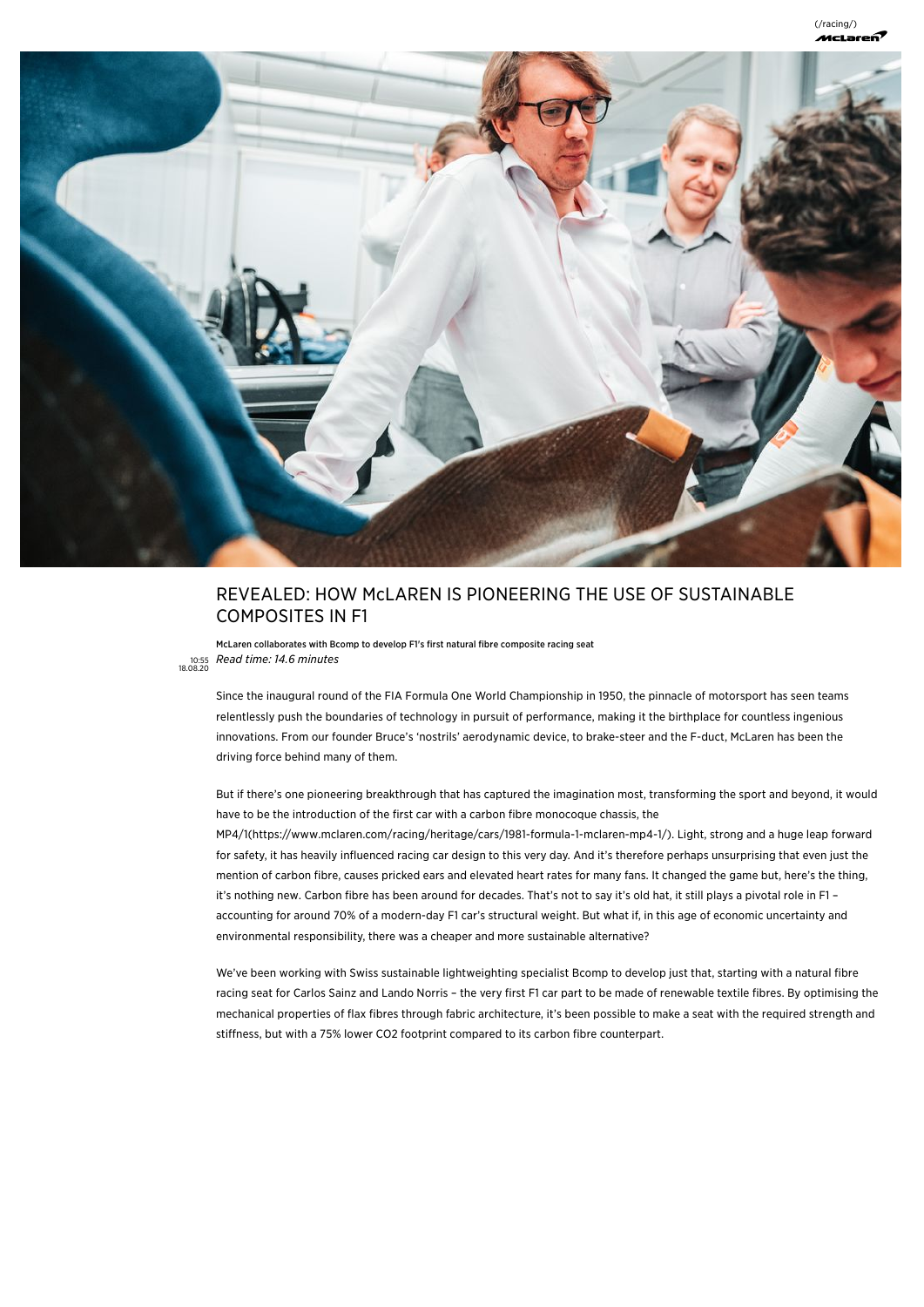# REVEALED: HOW McLAREN IS PIONEERING THE USE OF SUSTAINABLE COMPOSITES IN F1

**McLaren collaborates with Bcomp to develop F1's first natural fibre composite racing seat**

10:55 18.08.20 *Read time: 14.6 minutes*

Since the inaugural round of the FIA Formula One World Championship in 1950, the pinnacle of motorsport has seen teams relentlessly push the boundaries of technology in pursuit of performance, making it the birthplace for countless ingenious innovations. From our founder Bruce's 'nostrils' aerodynamic device, to brake-steer and the F-duct, McLaren has been the driving force behind many of them.

But if there's one pioneering breakthrough that has captured the imagination most, transforming the sport and beyond, it would have to be the introduction of the first car with a carbon fibre monocoque chassis, the MP4/1(https://www.mclaren.com/racing/heritage/cars/1981-formula-1-mclaren-mp4-1/). Light, strong and a huge leap forward for safety, it has heavily influenced racing car design to this very day. And it's therefore perhaps unsurprising that even just the mention of carbon fibre, causes pricked ears and elevated heart rates for many fans. It changed the game but, here's the thing, it's nothing new. Carbon fibre has been around for decades. That's not to say it's old hat, it still plays a pivotal role in F1 – accounting for around 70% of a modern-day F1 car's structural weight. But what if, in this age of economic uncertainty and environmental responsibility, there was a cheaper and more sustainable alternative?

We've been working with Swiss sustainable lightweighting specialist Bcomp to develop just that, starting with a natural fibre racing seat for Carlos Sainz and Lando Norris – the very first F1 car part to be made of renewable textile fibres. By optimising the mechanical properties of flax fibres through fabric architecture, it's been possible to make a seat with the required strength and stiffness, but with a 75% lower $CO_2$ footprint compared to its carbon fibre counterpart.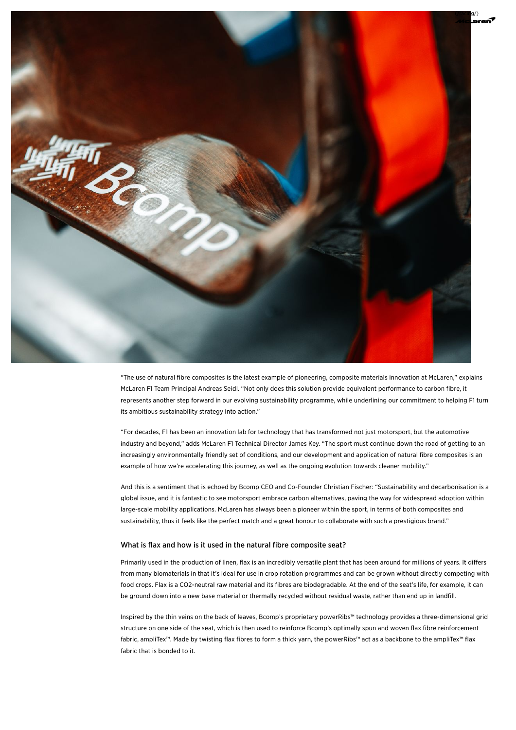"The use of natural fibre composites is the latest example of pioneering, composite materials innovation at McLaren," explains McLaren F1 Team Principal Andreas Seidl. "Not only does this solution provide equivalent performance to carbon fibre, it represents another step forward in our evolving sustainability programme, while underlining our commitment to helping F1 turn its ambitious sustainability strategy into action."

"For decades, F1 has been an innovation lab for technology that has transformed not just motorsport, but the automotive industry and beyond," adds McLaren F1 Technical Director James Key. "The sport must continue down the road of getting to an increasingly environmentally friendly set of conditions, and our development and application of natural fibre composites is an example of how we're accelerating this journey, as well as the ongoing evolution towards cleaner mobility."

And this is a sentiment that is echoed by Bcomp CEO and Co-Founder Christian Fischer: "Sustainability and decarbonisation is a global issue, and it is fantastic to see motorsport embrace carbon alternatives, paving the way for widespread adoption within large-scale mobility applications. McLaren has always been a pioneer within the sport, in terms of both composites and sustainability, thus it feels like the perfect match and a great honour to collaborate with such a prestigious brand."

### What is flax and how is it used in the natural fibre composite seat?

Primarily used in the production of linen, flax is an incredibly versatile plant that has been around for millions of years. It differs from many biomaterials in that it's ideal for use in crop rotation programmes and can be grown without directly competing with food crops. Flax is a $CO_2$-neutral raw material and its fibres are biodegradable. At the end of the seat's life, for example, it can be ground down into a new base material or thermally recycled without residual waste, rather than end up in landfill.

Inspired by the thin veins on the back of leaves, Bcomp's proprietary powerRibs™ technology provides a three-dimensional grid structure on one side of the seat, which is then used to reinforce Bcomp's optimally spun and woven flax fibre reinforcement fabric, ampliTex™. Made by twisting flax fibres to form a thick yarn, the powerRibs™ act as a backbone to the ampliTex™ flax fabric that is bonded to it.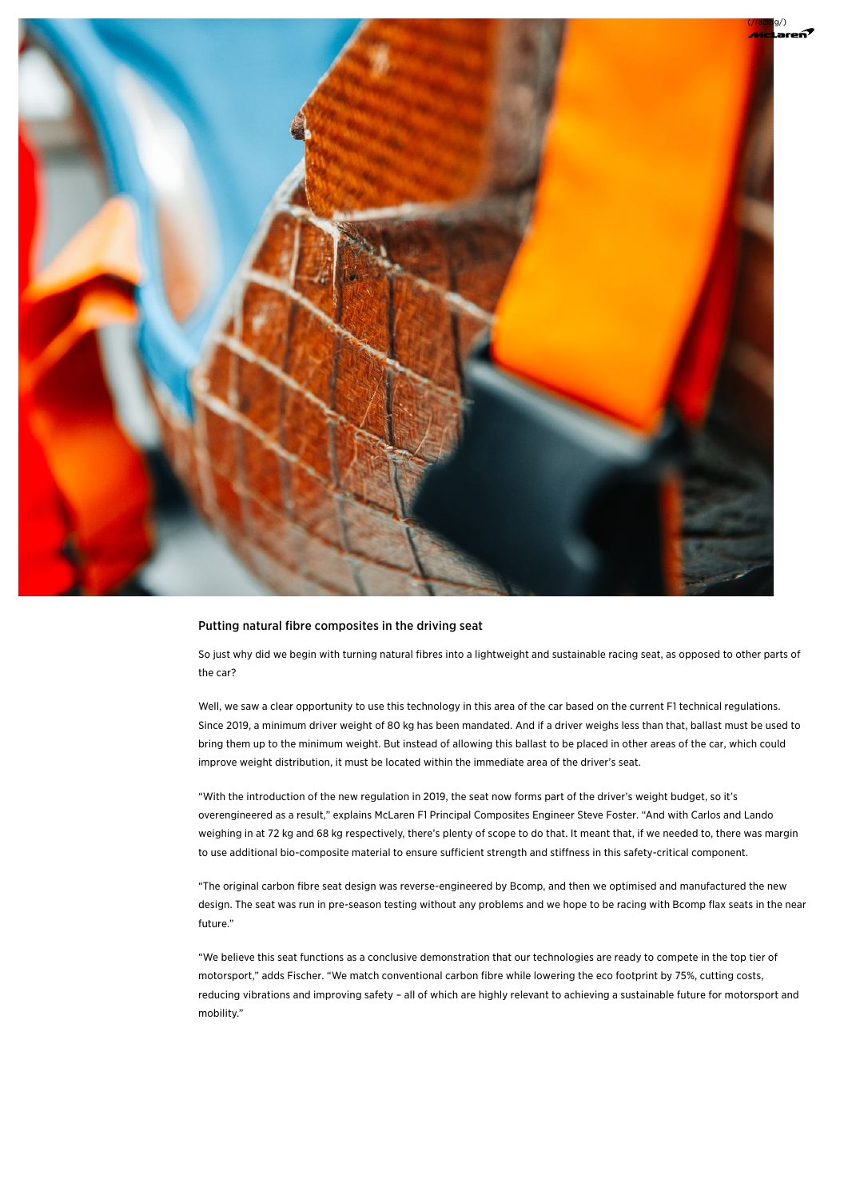## Putting natural fibre composites in the driving seat

So just why did we begin with turning natural fibres into a lightweight and sustainable racing seat, as opposed to other parts of the car?

Well, we saw a clear opportunity to use this technology in this area of the car based on the current F1 technical regulations. Since 2019, a minimum driver weight of 80 kg has been mandated. And if a driver weighs less than that, ballast must be used to bring them up to the minimum weight. But instead of allowing this ballast to be placed in other areas of the car, which could improve weight distribution, it must be located within the immediate area of the driver's seat.

"With the introduction of the new regulation in 2019, the seat now forms part of the driver's weight budget, so it's overengineered as a result," explains McLaren F1 Principal Composites Engineer Steve Foster. "And with Carlos and Lando weighing in at 72 kg and 68 kg respectively, there's plenty of scope to do that. It meant that, if we needed to, there was margin to use additional bio-composite material to ensure sufficient strength and stiffness in this safety-critical component.

"The original carbon fibre seat design was reverse-engineered by Bcomp, and then we optimised and manufactured the new design. The seat was run in pre-season testing without any problems and we hope to be racing with Bcomp flax seats in the near future."

"We believe this seat functions as a conclusive demonstration that our technologies are ready to compete in the top tier of motorsport," adds Fischer. "We match conventional carbon fibre while lowering the eco footprint by 75%, cutting costs, reducing vibrations and improving safety – all of which are highly relevant to achieving a sustainable future for motorsport and mobility."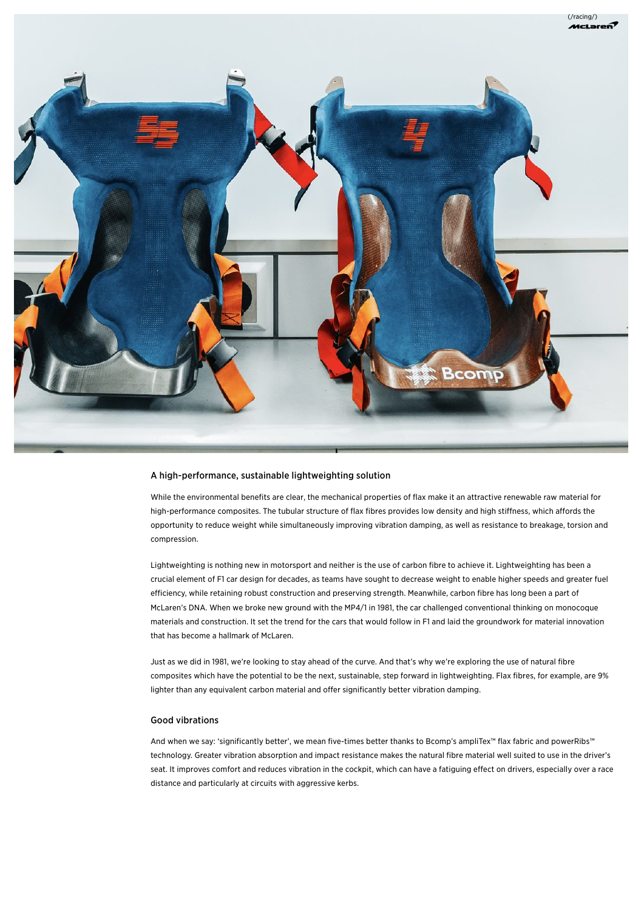## A high-performance, sustainable lightweighting solution

While the environmental benefits are clear, the mechanical properties of flax make it an attractive renewable raw material for high-performance composites. The tubular structure of flax fibres provides low density and high stiffness, which affords the opportunity to reduce weight while simultaneously improving vibration damping, as well as resistance to breakage, torsion and compression.

Lightweighting is nothing new in motorsport and neither is the use of carbon fibre to achieve it. Lightweighting has been a crucial element of F1 car design for decades, as teams have sought to decrease weight to enable higher speeds and greater fuel efficiency, while retaining robust construction and preserving strength. Meanwhile, carbon fibre has long been a part of McLaren's DNA. When we broke new ground with the MP4/1 in 1981, the car challenged conventional thinking on monocoque materials and construction. It set the trend for the cars that would follow in F1 and laid the groundwork for material innovation that has become a hallmark of McLaren.

Just as we did in 1981, we're looking to stay ahead of the curve. And that's why we're exploring the use of natural fibre composites which have the potential to be the next, sustainable, step forward in lightweighting. Flax fibres, for example, are 9% lighter than any equivalent carbon material and offer significantly better vibration damping.

## Good vibrations

And when we say: 'significantly better', we mean five-times better thanks to Bcomp's ampliTex™ flax fabric and powerRibs™ technology. Greater vibration absorption and impact resistance makes the natural fibre material well suited to use in the driver's seat. It improves comfort and reduces vibration in the cockpit, which can have a fatiguing effect on drivers, especially over a race distance and particularly at circuits with aggressive kerbs.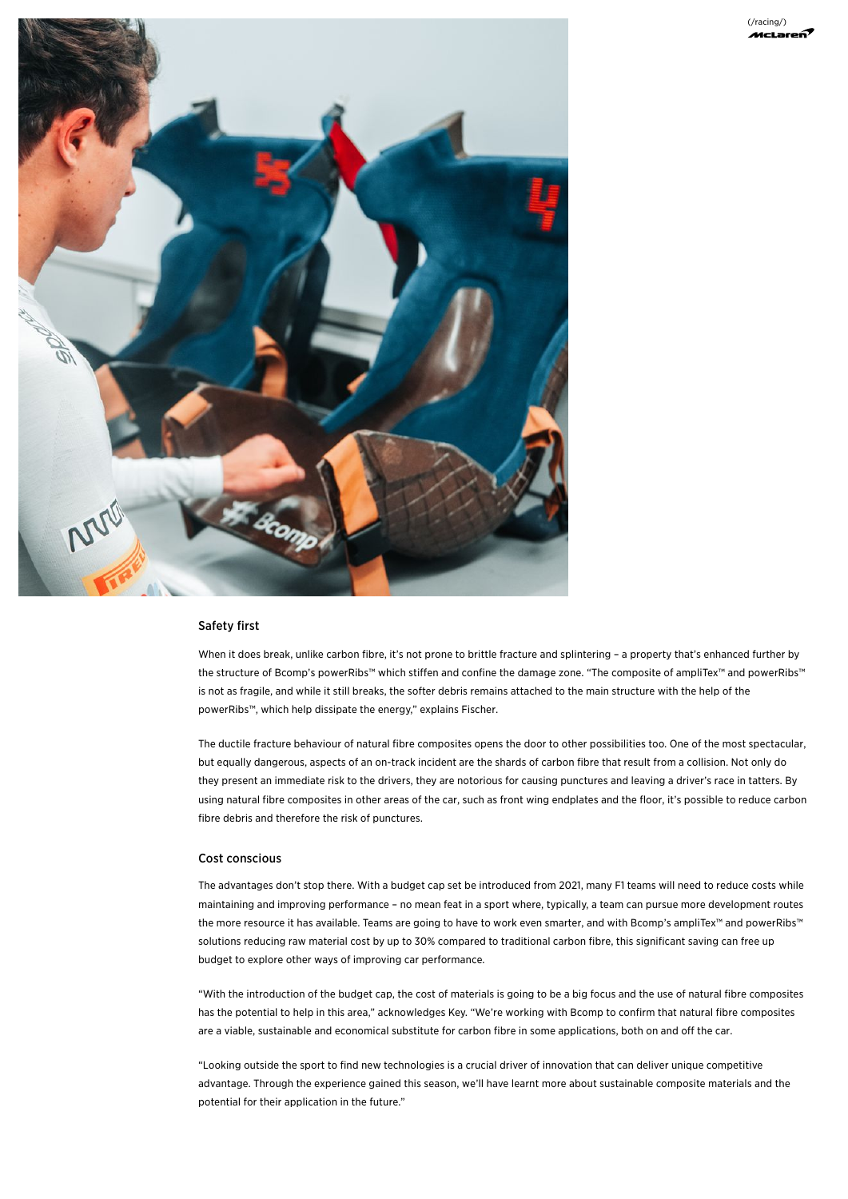## Safety first

When it does break, unlike carbon fibre, it's not prone to brittle fracture and splintering – a property that's enhanced further by the structure of Bcomp's powerRibs™ which stiffen and confine the damage zone. "The composite of ampliTex™ and powerRibs™ is not as fragile, and while it still breaks, the softer debris remains attached to the main structure with the help of the powerRibs™, which help dissipate the energy," explains Fischer.

The ductile fracture behaviour of natural fibre composites opens the door to other possibilities too. One of the most spectacular, but equally dangerous, aspects of an on-track incident are the shards of carbon fibre that result from a collision. Not only do they present an immediate risk to the drivers, they are notorious for causing punctures and leaving a driver's race in tatters. By using natural fibre composites in other areas of the car, such as front wing endplates and the floor, it's possible to reduce carbon fibre debris and therefore the risk of punctures.

## Cost conscious

The advantages don't stop there. With a budget cap set be introduced from 2021, many F1 teams will need to reduce costs while maintaining and improving performance – no mean feat in a sport where, typically, a team can pursue more development routes the more resource it has available. Teams are going to have to work even smarter, and with Bcomp's ampliTex™ and powerRibs™ solutions reducing raw material cost by up to 30% compared to traditional carbon fibre, this significant saving can free up budget to explore other ways of improving car performance.

"With the introduction of the budget cap, the cost of materials is going to be a big focus and the use of natural fibre composites has the potential to help in this area," acknowledges Key. "We're working with Bcomp to confirm that natural fibre composites are a viable, sustainable and economical substitute for carbon fibre in some applications, both on and off the car.

"Looking outside the sport to find new technologies is a crucial driver of innovation that can deliver unique competitive advantage. Through the experience gained this season, we'll have learnt more about sustainable composite materials and the potential for their application in the future."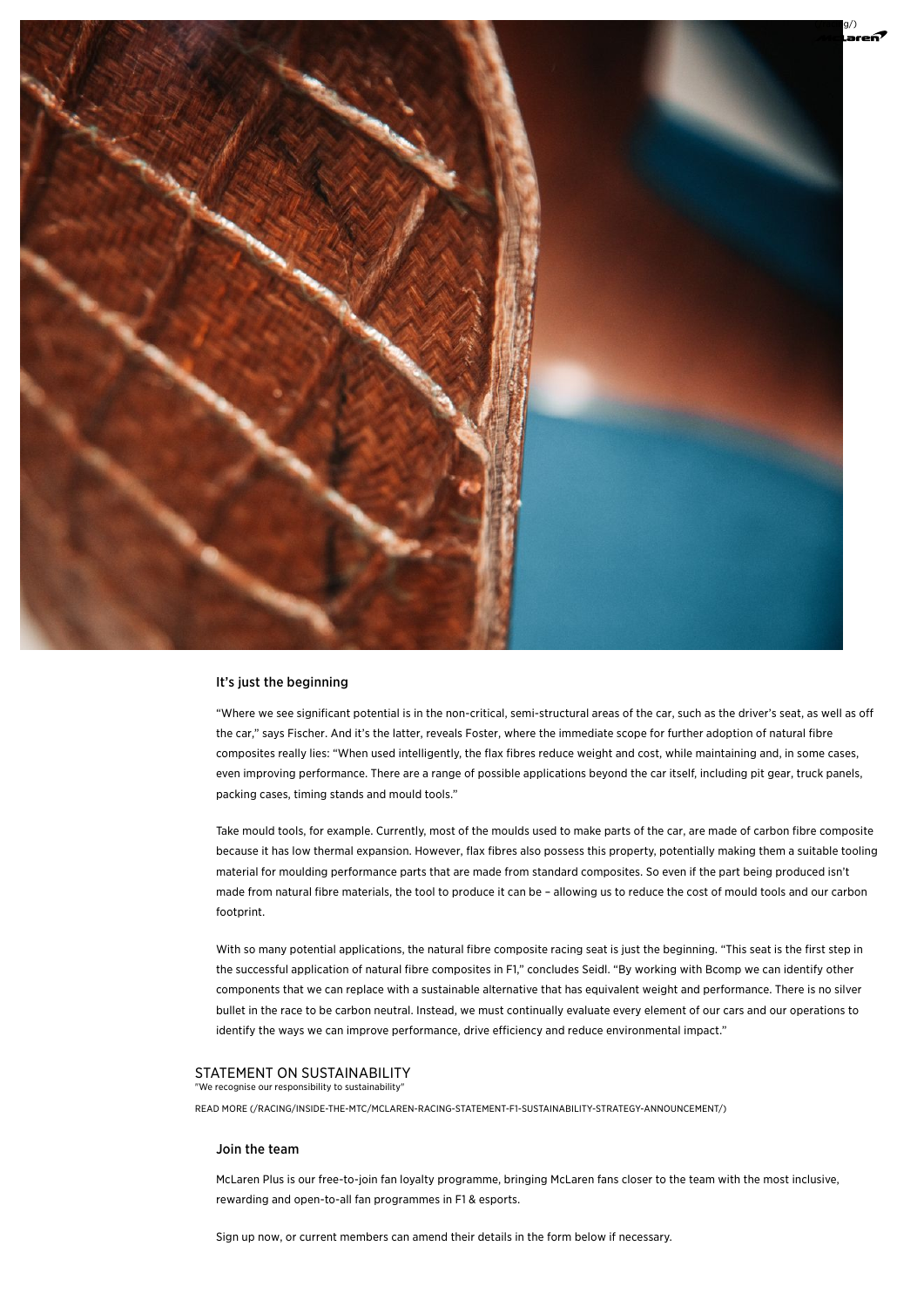## It's just the beginning

"Where we see significant potential is in the non-critical, semi-structural areas of the car, such as the driver's seat, as well as off the car," says Fischer. And it's the latter, reveals Foster, where the immediate scope for further adoption of natural fibre composites really lies: "When used intelligently, the flax fibres reduce weight and cost, while maintaining and, in some cases, even improving performance. There are a range of possible applications beyond the car itself, including pit gear, truck panels, packing cases, timing stands and mould tools."

Take mould tools, for example. Currently, most of the moulds used to make parts of the car, are made of carbon fibre composite because it has low thermal expansion. However, flax fibres also possess this property, potentially making them a suitable tooling material for moulding performance parts that are made from standard composites. So even if the part being produced isn't made from natural fibre materials, the tool to produce it can be – allowing us to reduce the cost of mould tools and our carbon footprint.

With so many potential applications, the natural fibre composite racing seat is just the beginning. "This seat is the first step in the successful application of natural fibre composites in F1," concludes Seidl. "By working with Bcomp we can identify other components that we can replace with a sustainable alternative that has equivalent weight and performance. There is no silver bullet in the race to be carbon neutral. Instead, we must continually evaluate every element of our cars and our operations to identify the ways we can improve performance, drive efficiency and reduce environmental impact."

STATEMENT ON SUSTAINABILITY

"We recognise our responsibility to sustainability"

READ MORE (/RACING/INSIDE-THE-MTC/MCLAREN-RACING-STATEMENT-F1-SUSTAINABILITY-STRATEGY-ANNOUNCEMENT/)

## Join the team

McLaren Plus is our free-to-join fan loyalty programme, bringing McLaren fans closer to the team with the most inclusive, rewarding and open-to-all fan programmes in F1 & esports.

Sign up now, or current members can amend their details in the form below if necessary.